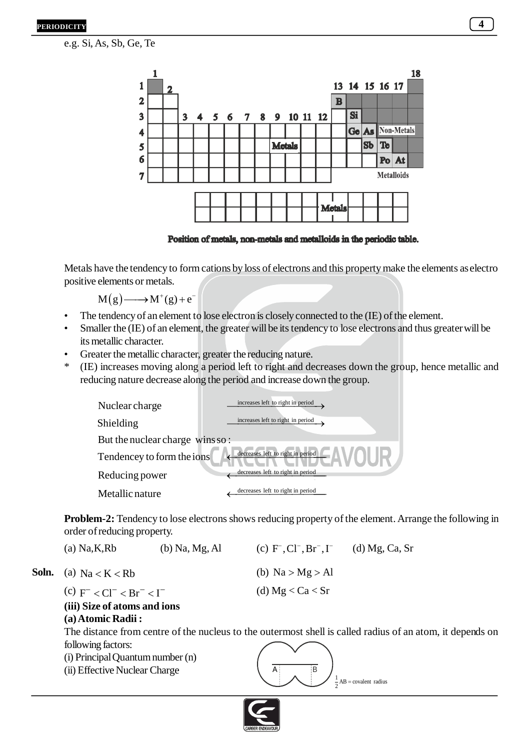e.g. Si, As, Sb, Ge, Te

Position of metals, non-metals and metalloids in the periodic table.

Metals have the tendency to form cations by loss of electrons and this property make the elements as electro positive elements or metals.

$$M(g) \longrightarrow M^{+}(g) + e^{-}$$

- The tendency of an element to lose electron is closely connected to the (IE) of the element.
- Smaller the (IE) of an element, the greater will be its tendency to lose electrons and thus greater will be its metallic character.
- Greater the metallic character, greater the reducing nature.

\* (IE) increases moving along a period left to right and decreases down the group, hence metallic and reducing nature decrease along the period and increase down the group.

Nuclear charge $\xrightarrow{\text{increases left to right in period}}$

Shielding $\xrightarrow{\text{increases left to right in period}}$

But the nuclear charge wins so :

Tendencey to form the ions $\xleftarrow{\text{decreases left to right in period}}$

Reducing power $\xleftarrow{\text{decreases left to right in period}}$

Metallic nature $\xleftarrow{\text{decreases left to right in period}}$

**Problem-2:** Tendency to lose electrons shows reducing property of the element. Arrange the following in order of reducing property.

(a) Na,K,Rb (b) Na, Mg, Al (c) $F^{-}, Cl^{-}, Br^{-}, I^{-}$ (d) Mg, Ca, Sr

**Soln.** (a) $Na < K < Rb$ (b) $Na > Mg > Al$

(c) $F^{-} < Cl^{-} < Br^{-} < I^{-}$ (d) $Mg < Ca < Sr$

**(iii) Size of atoms and ions**

**(a) Atomic Radii :**

The distance from centre of the nucleus to the outermost shell is called radius of an atom, it depends on following factors:

(i) Principal Quantum number (n)

(ii) Effective Nuclear Charge

$\frac{1}{2}$AB = covalent radius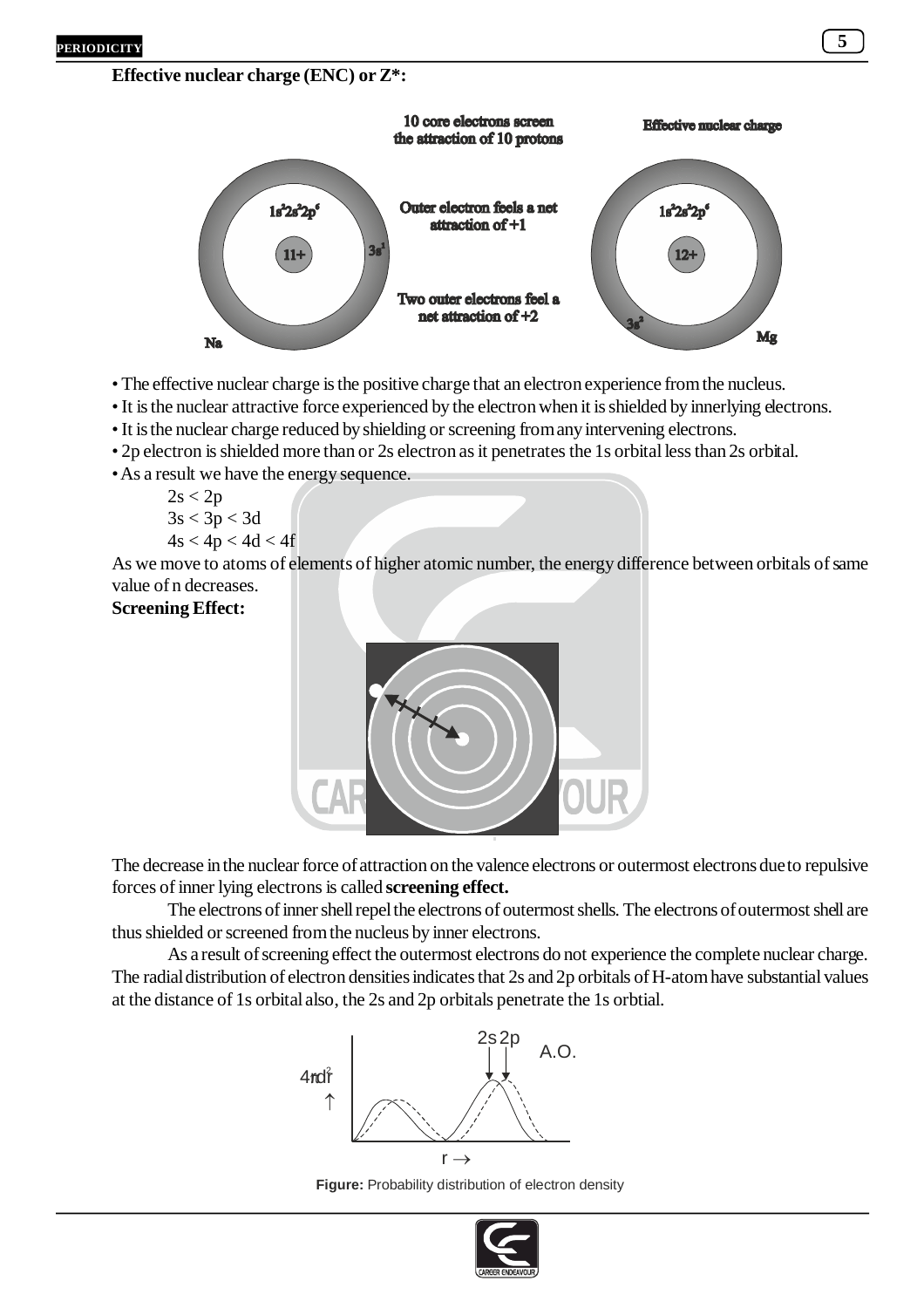**Effective nuclear charge (ENC) or Z*:**

10 core electrons screen the attraction of 10 protons

Effective nuclear charge

$1s^2 2s^2 2p^6$

$11+$

$3s^1$

Na

Outer electron feels a net attraction of +1

Two outer electrons feel a net attraction of +2

$1s^2 2s^2 2p^6$

$12+$

$3s^2$

Mg

- The effective nuclear charge is the positive charge that an electron experience from the nucleus.
- It is the nuclear attractive force experienced by the electron when it is shielded by innerlying electrons.
- It is the nuclear charge reduced by shielding or screening from any intervening electrons.
- 2p electron is shielded more than or 2s electron as it penetrates the 1s orbital less than 2s orbital.
- As a result we have the energy sequence.

 2s < 2p

 3s < 3p < 3d

 4s < 4p < 4d < 4f

As we move to atoms of elements of higher atomic number, the energy difference between orbitals of same value of n decreases.

**Screening Effect:**

The decrease in the nuclear force of attraction on the valence electrons or outermost electrons due to repulsive forces of inner lying electrons is called **screening effect.**

The electrons of inner shell repel the electrons of outermost shells. The electrons of outermost shell are thus shielded or screened from the nucleus by inner electrons.

As a result of screening effect the outermost electrons do not experience the complete nuclear charge. The radial distribution of electron densities indicates that 2s and 2p orbitals of H-atom have substantial values at the distance of 1s orbital also, the 2s and 2p orbitals penetrate the 1s orbtial.

2s 2p

A.O.

$4\pi r^2 dr$ ↑

r →

**Figure:** Probability distribution of electron density